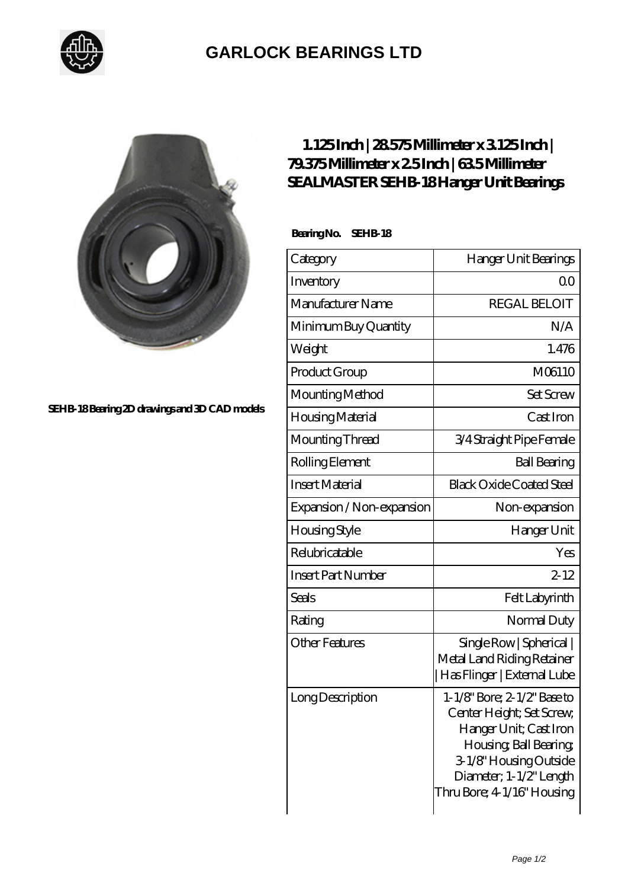# GARLOCK BEARINGS LTD

SEHB-18 Bearing 2D drawings and 3D CAD models

## 1.125 Inch | 28.575 Millimeter x 3.125 Inch | 79.375 Millimeter x 2.5 Inch | 63.5 Millimeter SEALMASTER SEHB-18 Hanger Unit Bearings

**Bearing No. SEHB-18**

| Category | Hanger Unit Bearings |
|---|---|
| Inventory | 0.0 |
| Manufacturer Name | REGAL BELOIT |
| Minimum Buy Quantity | N/A |
| Weight | 1.476 |
| Product Group | M06110 |
| Mounting Method | Set Screw |
| Housing Material | Cast Iron |
| Mounting Thread | 3/4 Straight Pipe Female |
| Rolling Element | Ball Bearing |
| Insert Material | Black Oxide Coated Steel |
| Expansion / Non-expansion | Non-expansion |
| Housing Style | Hanger Unit |
| Relubricatable | Yes |
| Insert Part Number | 2-12 |
| Seals | Felt Labyrinth |
| Rating | Normal Duty |
| Other Features | Single Row \| Spherical \| Metal Land Riding Retainer \| Has Flinger \| External Lube |
| Long Description | 1-1/8" Bore; 2-1/2" Base to Center Height; Set Screw; Hanger Unit; Cast Iron Housing; Ball Bearing; 3-1/8" Housing Outside Diameter; 1-1/2" Length Thru Bore; 4-1/16" Housing |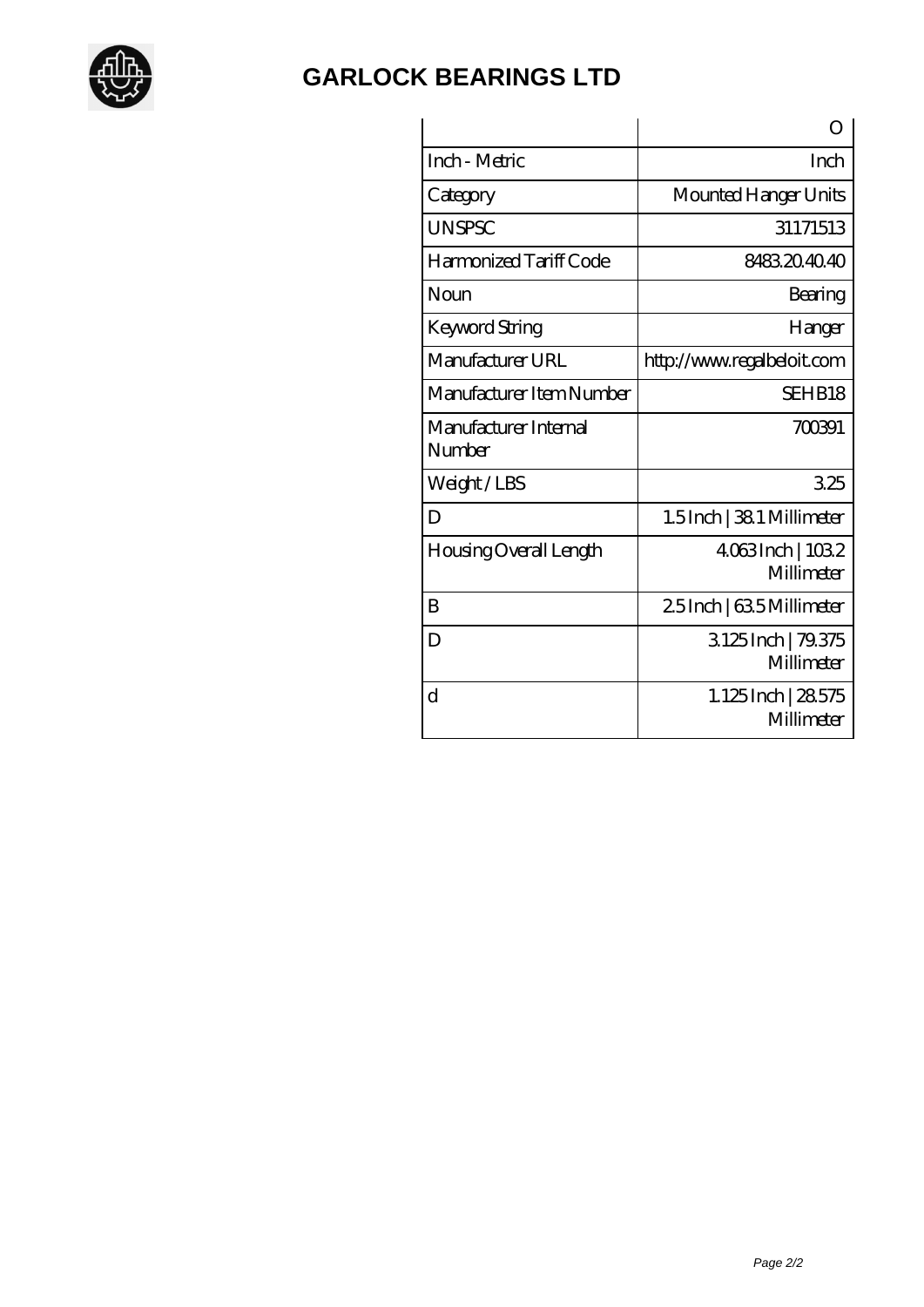# GARLOCK BEARINGS LTD

| | |
|---|---|
| | O |
| Inch - Metric | Inch |
| Category | Mounted Hanger Units |
| UNSPSC | 31171513 |
| Harmonized Tariff Code | 8483.20.40.40 |
| Noun | Bearing |
| Keyword String | Hanger |
| Manufacturer URL | http://www.regalbeloit.com |
| Manufacturer Item Number | SEHB18 |
| Manufacturer Internal Number | 700391 |
| Weight / LBS | 3.25 |
| D | 1.5 Inch \| 38.1 Millimeter |
| Housing Overall Length | 4.063 Inch \| 103.2 Millimeter |
| B | 2.5 Inch \| 63.5 Millimeter |
| D | 3.125 Inch \| 79.375 Millimeter |
| d | 1.125 Inch \| 28.575 Millimeter |